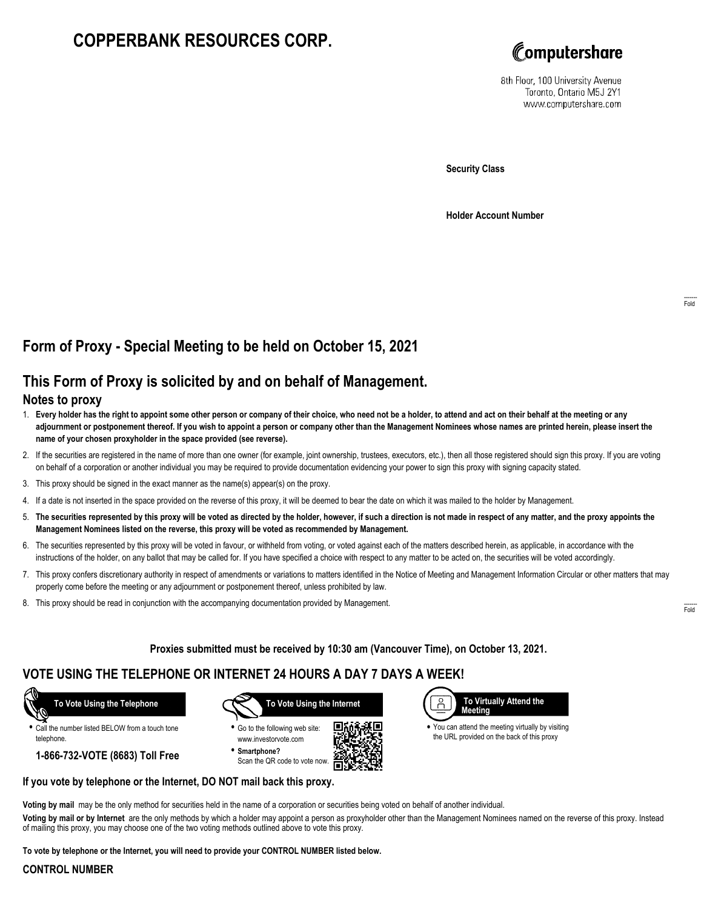# COPPERBANK RESOURCES CORP.

Computershare

8th Floor, 100 University Avenue
Toronto, Ontario M5J 2Y1
www.computershare.com

**Security Class**

**Holder Account Number**

Fold

## Form of Proxy - Special Meeting to be held on October 15, 2021

## This Form of Proxy is solicited by and on behalf of Management.

### Notes to proxy

1. **Every holder has the right to appoint some other person or company of their choice, who need not be a holder, to attend and act on their behalf at the meeting or any adjournment or postponement thereof. If you wish to appoint a person or company other than the Management Nominees whose names are printed herein, please insert the name of your chosen proxyholder in the space provided (see reverse).**
2. If the securities are registered in the name of more than one owner (for example, joint ownership, trustees, executors, etc.), then all those registered should sign this proxy. If you are voting on behalf of a corporation or another individual you may be required to provide documentation evidencing your power to sign this proxy with signing capacity stated.
3. This proxy should be signed in the exact manner as the name(s) appear(s) on the proxy.
4. If a date is not inserted in the space provided on the reverse of this proxy, it will be deemed to bear the date on which it was mailed to the holder by Management.
5. **The securities represented by this proxy will be voted as directed by the holder, however, if such a direction is not made in respect of any matter, and the proxy appoints the Management Nominees listed on the reverse, this proxy will be voted as recommended by Management.**
6. The securities represented by this proxy will be voted in favour, or withheld from voting, or voted against each of the matters described herein, as applicable, in accordance with the instructions of the holder, on any ballot that may be called for. If you have specified a choice with respect to any matter to be acted on, the securities will be voted accordingly.
7. This proxy confers discretionary authority in respect of amendments or variations to matters identified in the Notice of Meeting and Management Information Circular or other matters that may properly come before the meeting or any adjournment or postponement thereof, unless prohibited by law.
8. This proxy should be read in conjunction with the accompanying documentation provided by Management.

Fold

**Proxies submitted must be received by 10:30 am (Vancouver Time), on October 13, 2021.**

## VOTE USING THE TELEPHONE OR INTERNET 24 HOURS A DAY 7 DAYS A WEEK!

**To Vote Using the Telephone**

- Call the number listed BELOW from a touch tone telephone.

**1-866-732-VOTE (8683) Toll Free**

**To Vote Using the Internet**

- Go to the following web site: www.investorvote.com
- **Smartphone?** Scan the QR code to vote now.

**To Virtually Attend the Meeting**

- You can attend the meeting virtually by visiting the URL provided on the back of this proxy

**If you vote by telephone or the Internet, DO NOT mail back this proxy.**

**Voting by mail** may be the only method for securities held in the name of a corporation or securities being voted on behalf of another individual.

**Voting by mail or by Internet** are the only methods by which a holder may appoint a person as proxyholder other than the Management Nominees named on the reverse of this proxy. Instead of mailing this proxy, you may choose one of the two voting methods outlined above to vote this proxy.

**To vote by telephone or the Internet, you will need to provide your CONTROL NUMBER listed below.**

**CONTROL NUMBER**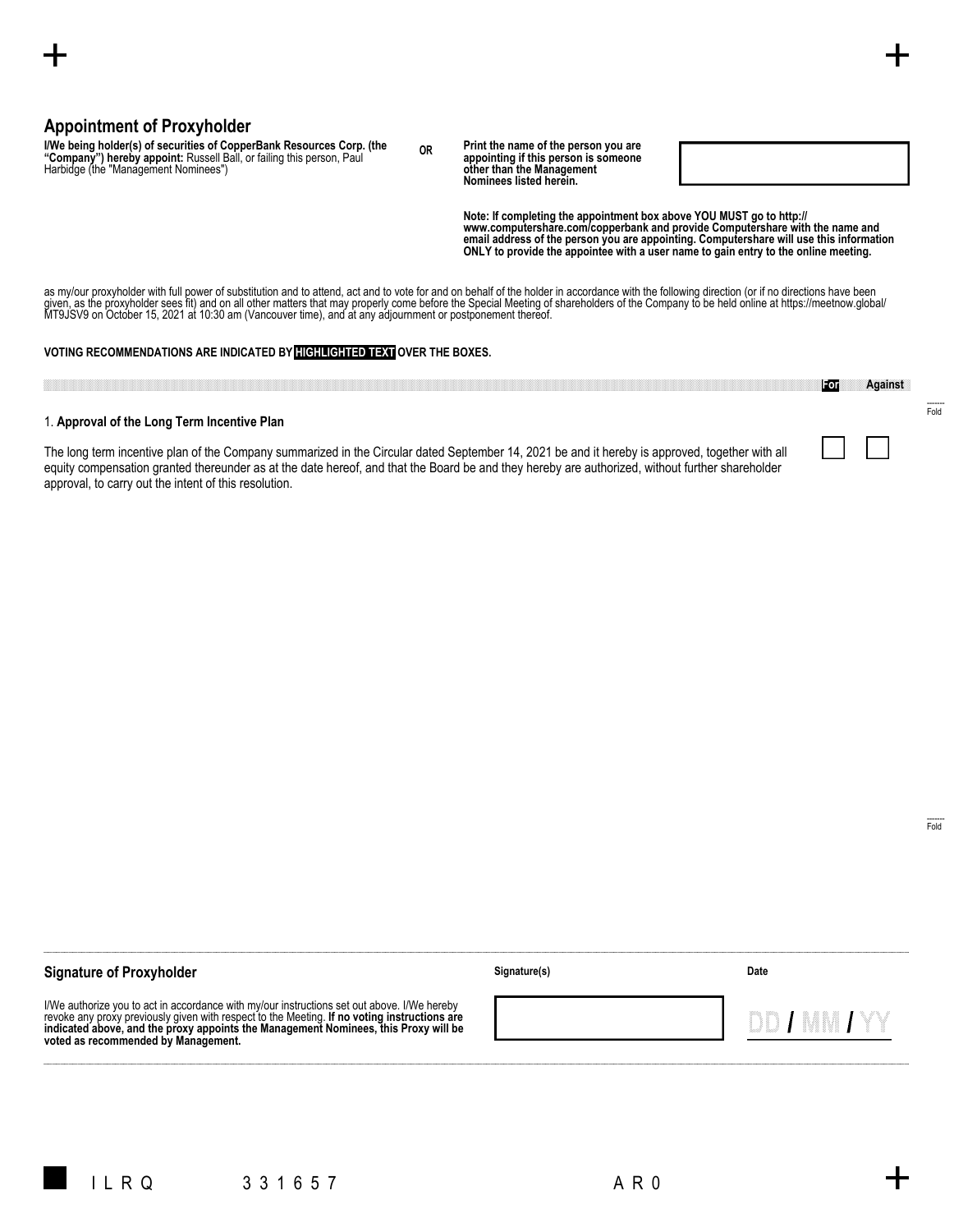## Appointment of Proxyholder

**I/We being holder(s) of securities of CopperBank Resources Corp. (the "Company") hereby appoint:** Russell Ball, or failing this person, Paul Harbidge (the "Management Nominees")

**OR**

**Print the name of the person you are appointing if this person is someone other than the Management Nominees listed herein.**

**Note: If completing the appointment box above YOU MUST go to http://www.computershare.com/copperbank and provide Computershare with the name and email address of the person you are appointing. Computershare will use this information ONLY to provide the appointee with a user name to gain entry to the online meeting.**

as my/our proxyholder with full power of substitution and to attend, act and to vote for and on behalf of the holder in accordance with the following direction (or if no directions have been given, as the proxyholder sees fit) and on all other matters that may properly come before the Special Meeting of shareholders of the Company to be held online at https://meetnow.global/MT9JSV9 on October 15, 2021 at 10:30 am (Vancouver time), and at any adjournment or postponement thereof.

**VOTING RECOMMENDATIONS ARE INDICATED BY HIGHLIGHTED TEXT OVER THE BOXES.**

| | For | Against |
|---|---|---|
| 1. **Approval of the Long Term Incentive Plan**<br>The long term incentive plan of the Company summarized in the Circular dated September 14, 2021 be and it hereby is approved, together with all equity compensation granted thereunder as at the date hereof, and that the Board be and they hereby are authorized, without further shareholder approval, to carry out the intent of this resolution. | ☐ | ☐ |

Fold

Fold

## Signature of Proxyholder

I/We authorize you to act in accordance with my/our instructions set out above. I/We hereby revoke any proxy previously given with respect to the Meeting. **If no voting instructions are indicated above, and the proxy appoints the Management Nominees, this Proxy will be voted as recommended by Management.**

Signature(s)

Date

DD / MM / YY

I L R Q 3 3 1 6 5 7 A R 0